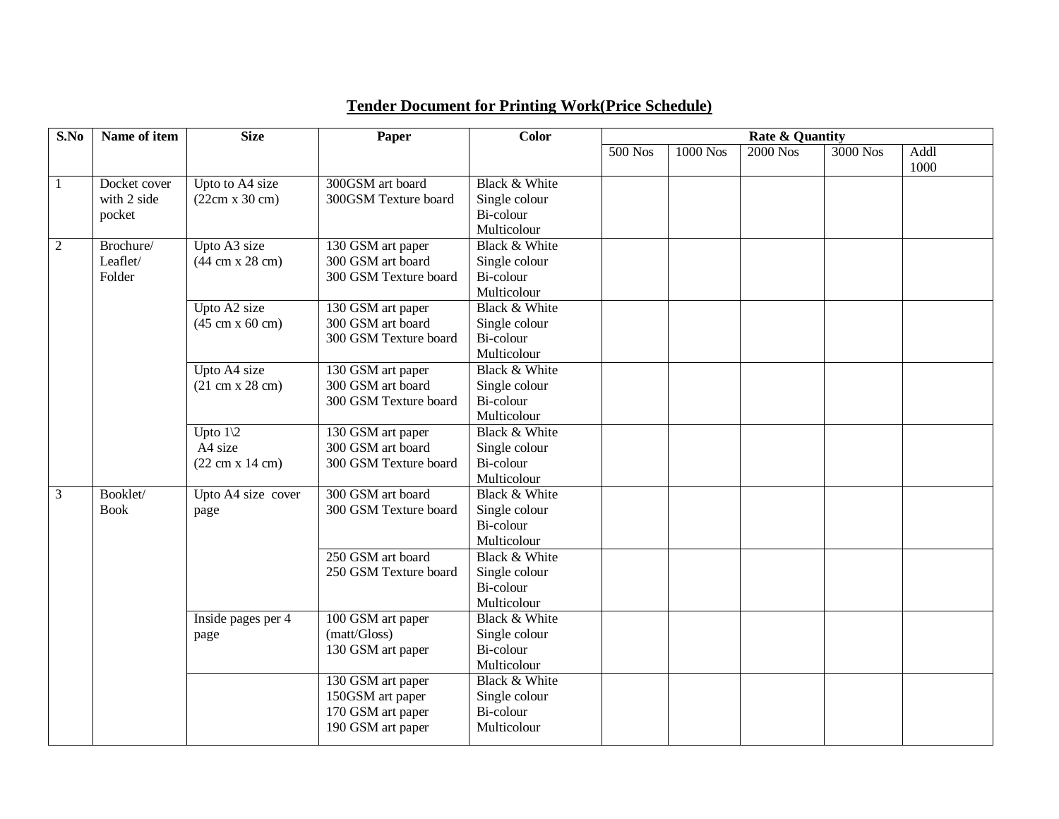## Tender Document for Printing Work(Price Schedule)

| S.No | Name of item | Size | Paper | Color | Rate & Quantity | | | | |
|---|---|---|---|---|---|---|---|---|---|
| | | | | | 500 Nos | 1000 Nos | 2000 Nos | 3000 Nos | Addl 1000 |
| 1 | Docket cover with 2 side pocket | Upto to A4 size (22cm x 30 cm) | 300GSM art board<br>300GSM Texture board | Black & White<br>Single colour<br>Bi-colour<br>Multicolour | | | | | |
| 2 | Brochure/ Leaflet/ Folder | Upto A3 size (44 cm x 28 cm) | 130 GSM art paper<br>300 GSM art board<br>300 GSM Texture board | Black & White<br>Single colour<br>Bi-colour<br>Multicolour | | | | | |
| | | Upto A2 size (45 cm x 60 cm) | 130 GSM art paper<br>300 GSM art board<br>300 GSM Texture board | Black & White<br>Single colour<br>Bi-colour<br>Multicolour | | | | | |
| | | Upto A4 size (21 cm x 28 cm) | 130 GSM art paper<br>300 GSM art board<br>300 GSM Texture board | Black & White<br>Single colour<br>Bi-colour<br>Multicolour | | | | | |
| | | Upto 1\2 A4 size (22 cm x 14 cm) | 130 GSM art paper<br>300 GSM art board<br>300 GSM Texture board | Black & White<br>Single colour<br>Bi-colour<br>Multicolour | | | | | |
| 3 | Booklet/ Book | Upto A4 size cover page | 300 GSM art board<br>300 GSM Texture board | Black & White<br>Single colour<br>Bi-colour<br>Multicolour | | | | | |
| | | | 250 GSM art board<br>250 GSM Texture board | Black & White<br>Single colour<br>Bi-colour<br>Multicolour | | | | | |
| | | Inside pages per 4 page | 100 GSM art paper (matt/Gloss)<br>130 GSM art paper | Black & White<br>Single colour<br>Bi-colour<br>Multicolour | | | | | |
| | | | 130 GSM art paper<br>150GSM art paper<br>170 GSM art paper<br>190 GSM art paper | Black & White<br>Single colour<br>Bi-colour<br>Multicolour | | | | | |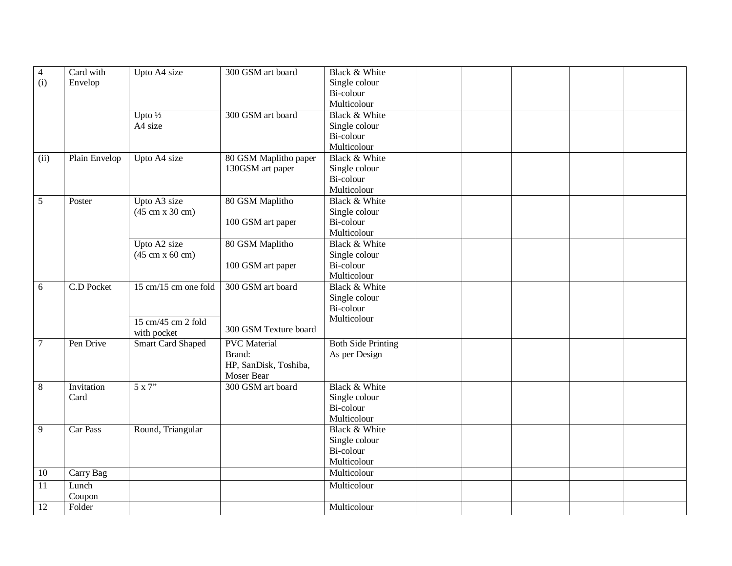| | | | | | | | | | |
|---|---|---|---|---|---|---|---|---|---|
| 4 (i) | Card with Envelop | Upto A4 size | 300 GSM art board | Black & White<br>Single colour<br>Bi-colour<br>Multicolour | | | | | |
| | | Upto ½ A4 size | 300 GSM art board | Black & White<br>Single colour<br>Bi-colour<br>Multicolour | | | | | |
| (ii) | Plain Envelop | Upto A4 size | 80 GSM Maplitho paper<br>130GSM art paper | Black & White<br>Single colour<br>Bi-colour<br>Multicolour | | | | | |
| 5 | Poster | Upto A3 size (45 cm x 30 cm) | 80 GSM Maplitho<br><br>100 GSM art paper | Black & White<br>Single colour<br>Bi-colour<br>Multicolour | | | | | |
| | | Upto A2 size (45 cm x 60 cm) | 80 GSM Maplitho<br><br>100 GSM art paper | Black & White<br>Single colour<br>Bi-colour<br>Multicolour | | | | | |
| 6 | C.D Pocket | 15 cm/15 cm one fold<br><br>15 cm/45 cm 2 fold with pocket | 300 GSM art board<br><br>300 GSM Texture board | Black & White<br>Single colour<br>Bi-colour<br>Multicolour | | | | | |
| 7 | Pen Drive | Smart Card Shaped | PVC Material<br>Brand:<br>HP, SanDisk, Toshiba, Moser Bear | Both Side Printing<br>As per Design | | | | | |
| 8 | Invitation Card | 5 x 7" | 300 GSM art board | Black & White<br>Single colour<br>Bi-colour<br>Multicolour | | | | | |
| 9 | Car Pass | Round, Triangular | | Black & White<br>Single colour<br>Bi-colour<br>Multicolour | | | | | |
| 10 | Carry Bag | | | Multicolour | | | | | |
| 11 | Lunch Coupon | | | Multicolour | | | | | |
| 12 | Folder | | | Multicolour | | | | | |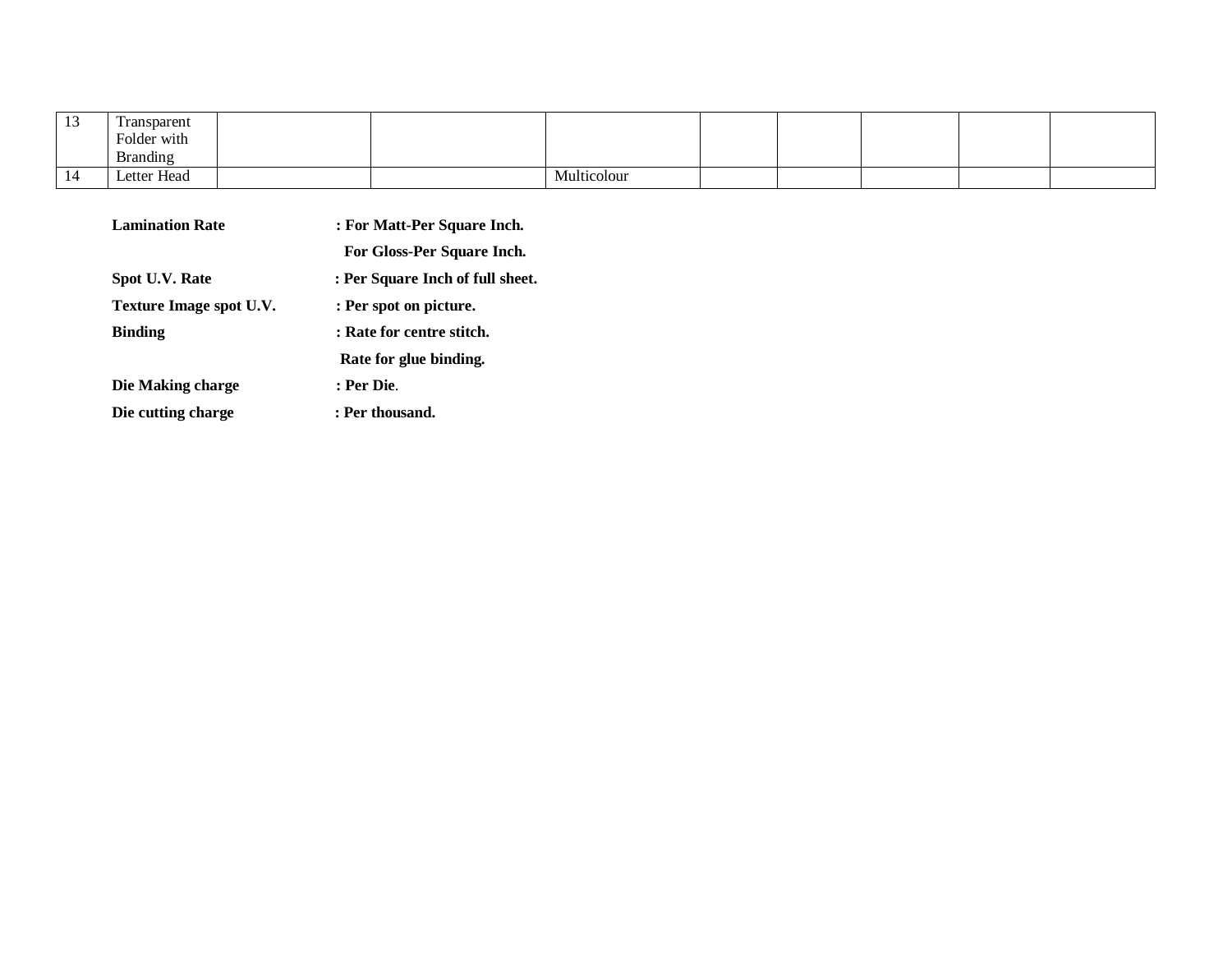| 13 | Transparent Folder with Branding | | | | | | | | |
|---|---|---|---|---|---|---|---|---|---|
| 14 | Letter Head | | | Multicolour | | | | | |

**Lamination Rate** : **For Matt-Per Square Inch.**

**For Gloss-Per Square Inch.**

**Spot U.V. Rate** : **Per Square Inch of full sheet.**

**Texture Image spot U.V.** : **Per spot on picture.**

**Binding** : **Rate for centre stitch.**

**Rate for glue binding.**

**Die Making charge** : **Per Die**.

**Die cutting charge** : **Per thousand.**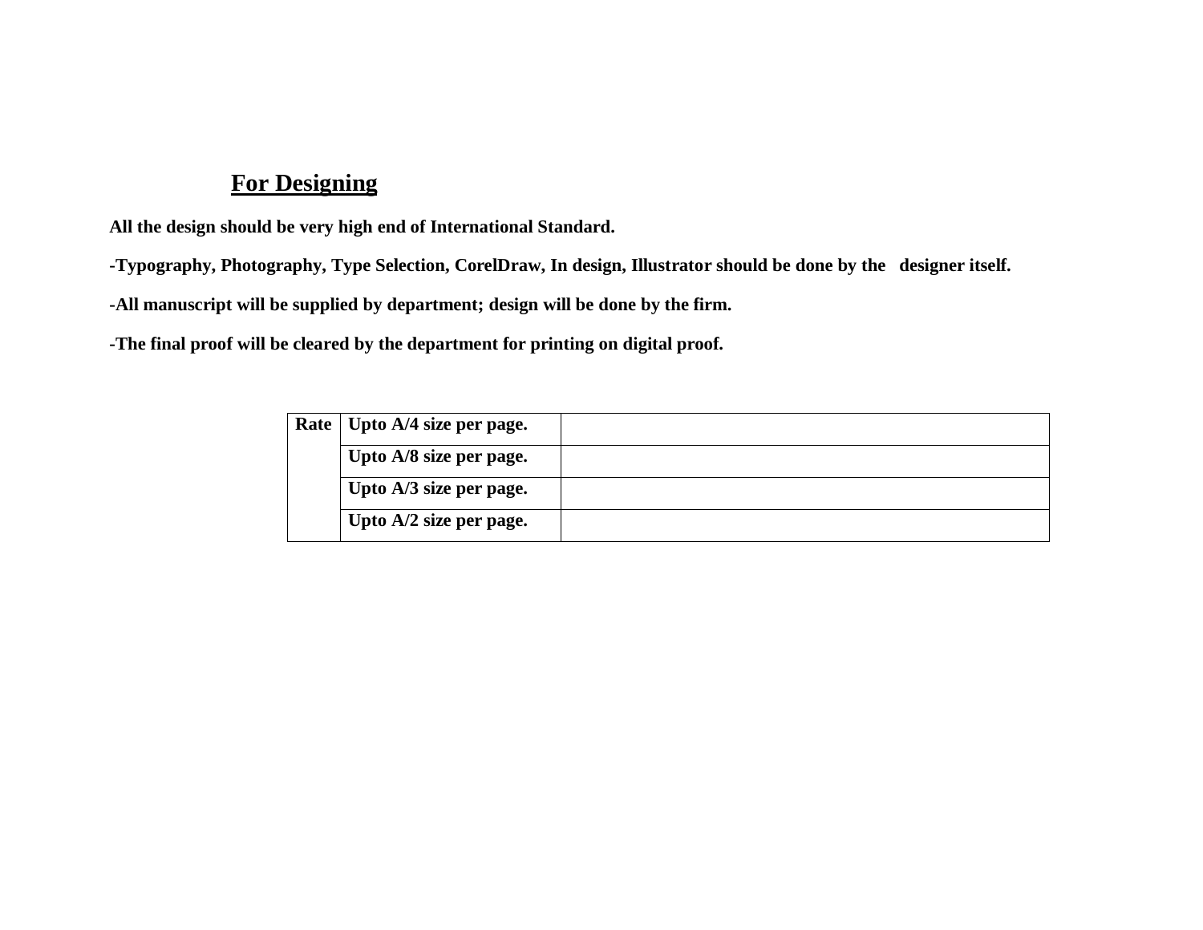## For Designing

**All the design should be very high end of International Standard.**

**-Typography, Photography, Type Selection, CorelDraw, In design, Illustrator should be done by the designer itself.**

**-All manuscript will be supplied by department; design will be done by the firm.**

**-The final proof will be cleared by the department for printing on digital proof.**

| | | |
|---|---|---|
| **Rate** | **Upto A/4 size per page.** | |
| | **Upto A/8 size per page.** | |
| | **Upto A/3 size per page.** | |
| | **Upto A/2 size per page.** | |